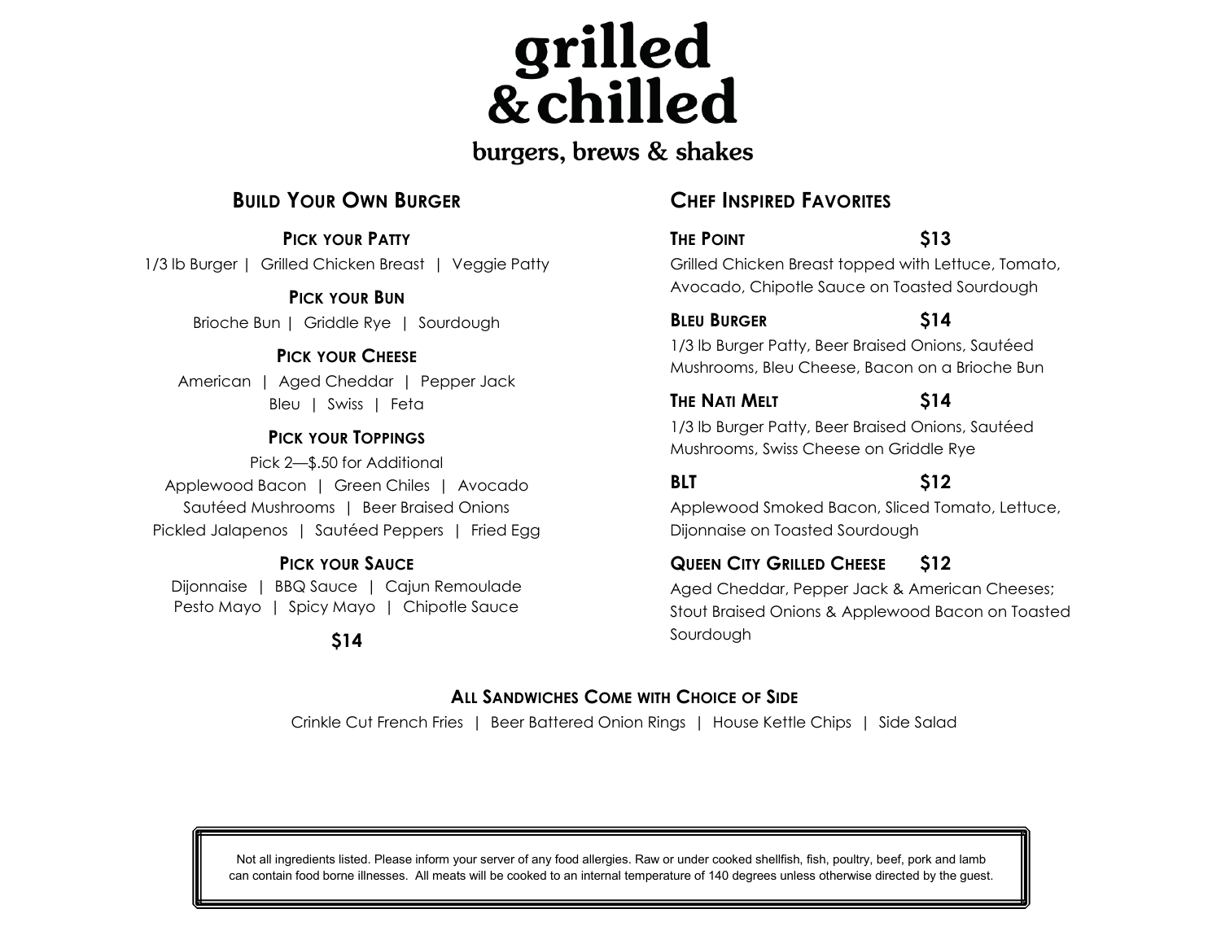# grilled & chilled

**burgers, brews & shakes**

## Build Your Own Burger

### Pick your Patty

1/3 lb Burger | Grilled Chicken Breast | Veggie Patty

### Pick your Bun

Brioche Bun | Griddle Rye | Sourdough

### Pick your Cheese

American | Aged Cheddar | Pepper Jack
Bleu | Swiss | Feta

### Pick your Toppings

Pick 2—$.50 for Additional
Applewood Bacon | Green Chiles | Avocado
Sautéed Mushrooms | Beer Braised Onions
Pickled Jalapenos | Sautéed Peppers | Fried Egg

### Pick your Sauce

Dijonnaise | BBQ Sauce | Cajun Remoulade
Pesto Mayo | Spicy Mayo | Chipotle Sauce

**$14**

## Chef Inspired Favorites

**The Point** **$13**
Grilled Chicken Breast topped with Lettuce, Tomato, Avocado, Chipotle Sauce on Toasted Sourdough

**Bleu Burger** **$14**
1/3 lb Burger Patty, Beer Braised Onions, Sautéed Mushrooms, Bleu Cheese, Bacon on a Brioche Bun

**The Nati Melt** **$14**
1/3 lb Burger Patty, Beer Braised Onions, Sautéed Mushrooms, Swiss Cheese on Griddle Rye

**BLT** **$12**
Applewood Smoked Bacon, Sliced Tomato, Lettuce, Dijonnaise on Toasted Sourdough

**Queen City Grilled Cheese** **$12**
Aged Cheddar, Pepper Jack & American Cheeses; Stout Braised Onions & Applewood Bacon on Toasted Sourdough

## All Sandwiches Come with Choice of Side

Crinkle Cut French Fries | Beer Battered Onion Rings | House Kettle Chips | Side Salad

Not all ingredients listed. Please inform your server of any food allergies. Raw or under cooked shellfish, fish, poultry, beef, pork and lamb can contain food borne illnesses. All meats will be cooked to an internal temperature of 140 degrees unless otherwise directed by the guest.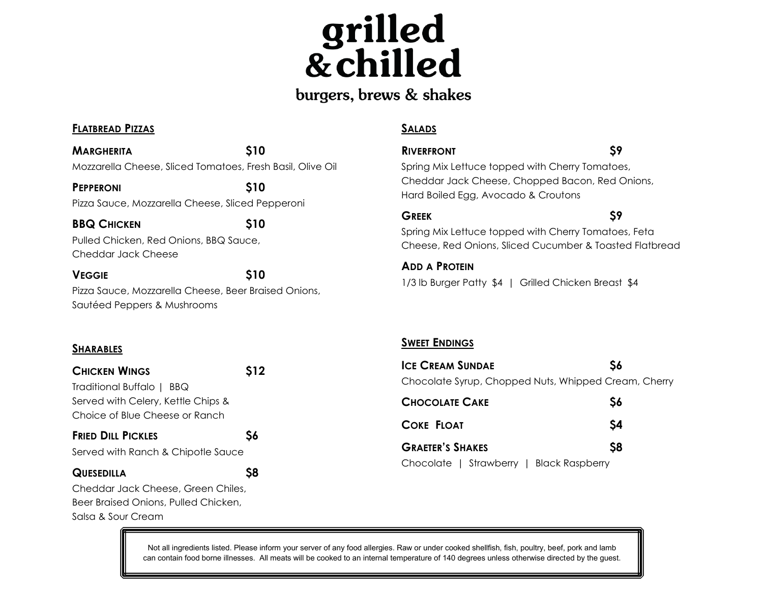# grilled & chilled

burgers, brews & shakes

## Flatbread Pizzas

**Margherita** **$10**
Mozzarella Cheese, Sliced Tomatoes, Fresh Basil, Olive Oil

**Pepperoni** **$10**
Pizza Sauce, Mozzarella Cheese, Sliced Pepperoni

**BBQ Chicken** **$10**
Pulled Chicken, Red Onions, BBQ Sauce, Cheddar Jack Cheese

**Veggie** **$10**
Pizza Sauce, Mozzarella Cheese, Beer Braised Onions, Sautéed Peppers & Mushrooms

## Sharables

**Chicken Wings** **$12**
Traditional Buffalo | BBQ
Served with Celery, Kettle Chips & Choice of Blue Cheese or Ranch

**Fried Dill Pickles** **$6**
Served with Ranch & Chipotle Sauce

**Quesedilla** **$8**
Cheddar Jack Cheese, Green Chiles, Beer Braised Onions, Pulled Chicken, Salsa & Sour Cream

## Salads

**Riverfront** **$9**
Spring Mix Lettuce topped with Cherry Tomatoes, Cheddar Jack Cheese, Chopped Bacon, Red Onions, Hard Boiled Egg, Avocado & Croutons

**Greek** **$9**
Spring Mix Lettuce topped with Cherry Tomatoes, Feta Cheese, Red Onions, Sliced Cucumber & Toasted Flatbread

**Add a Protein**
1/3 lb Burger Patty $4 | Grilled Chicken Breast $4

## Sweet Endings

**Ice Cream Sundae** **$6**
Chocolate Syrup, Chopped Nuts, Whipped Cream, Cherry

**Chocolate Cake** **$6**

**Coke Float** **$4**

**Graeter's Shakes** **$8**
Chocolate | Strawberry | Black Raspberry

Not all ingredients listed. Please inform your server of any food allergies. Raw or under cooked shellfish, fish, poultry, beef, pork and lamb can contain food borne illnesses. All meats will be cooked to an internal temperature of 140 degrees unless otherwise directed by the guest.